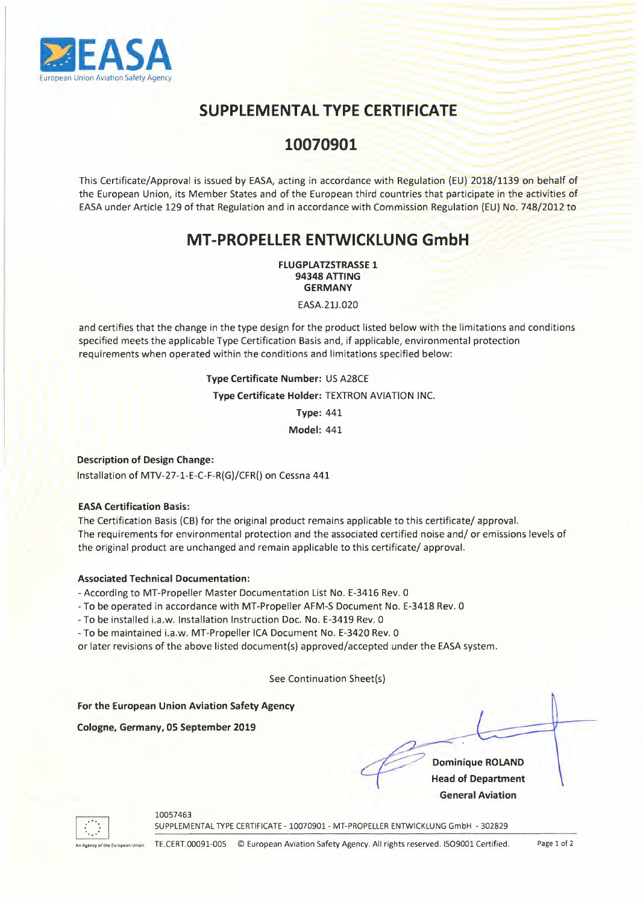EASA
European Union Aviation Safety Agency

# SUPPLEMENTAL TYPE CERTIFICATE

# 10070901

This Certificate/Approval is issued by EASA, acting in accordance with Regulation (EU) 2018/1139 on behalf of the European Union, its Member States and of the European third countries that participate in the activities of EASA under Article 129 of that Regulation and in accordance with Commission Regulation (EU) No. 748/2012 to

## MT-PROPELLER ENTWICKLUNG GmbH

**FLUGPLATZSTRASSE 1**
**94348 ATTING**
**GERMANY**

EASA.21J.020

and certifies that the change in the type design for the product listed below with the limitations and conditions specified meets the applicable Type Certification Basis and, if applicable, environmental protection requirements when operated within the conditions and limitations specified below:

**Type Certificate Number:** US A28CE
**Type Certificate Holder:** TEXTRON AVIATION INC.
**Type:** 441
**Model:** 441

**Description of Design Change:**

Installation of MTV-27-1-E-C-F-R(G)/CFR() on Cessna 441

**EASA Certification Basis:**

The Certification Basis (CB) for the original product remains applicable to this certificate/ approval.
The requirements for environmental protection and the associated certified noise and/ or emissions levels of the original product are unchanged and remain applicable to this certificate/ approval.

**Associated Technical Documentation:**

- According to MT-Propeller Master Documentation List No. E-3416 Rev. 0
- To be operated in accordance with MT-Propeller AFM-S Document No. E-3418 Rev. 0
- To be installed i.a.w. Installation Instruction Doc. No. E-3419 Rev. 0
- To be maintained i.a.w. MT-Propeller ICA Document No. E-3420 Rev. 0

or later revisions of the above listed document(s) approved/accepted under the EASA system.

See Continuation Sheet(s)

**For the European Union Aviation Safety Agency**

**Cologne, Germany, 05 September 2019**

**Dominique ROLAND**
**Head of Department**
**General Aviation**

10057463
SUPPLEMENTAL TYPE CERTIFICATE - 10070901 - MT-PROPELLER ENTWICKLUNG GmbH - 302829
TE.CERT.00091-005 © European Aviation Safety Agency. All rights reserved. ISO9001 Certified.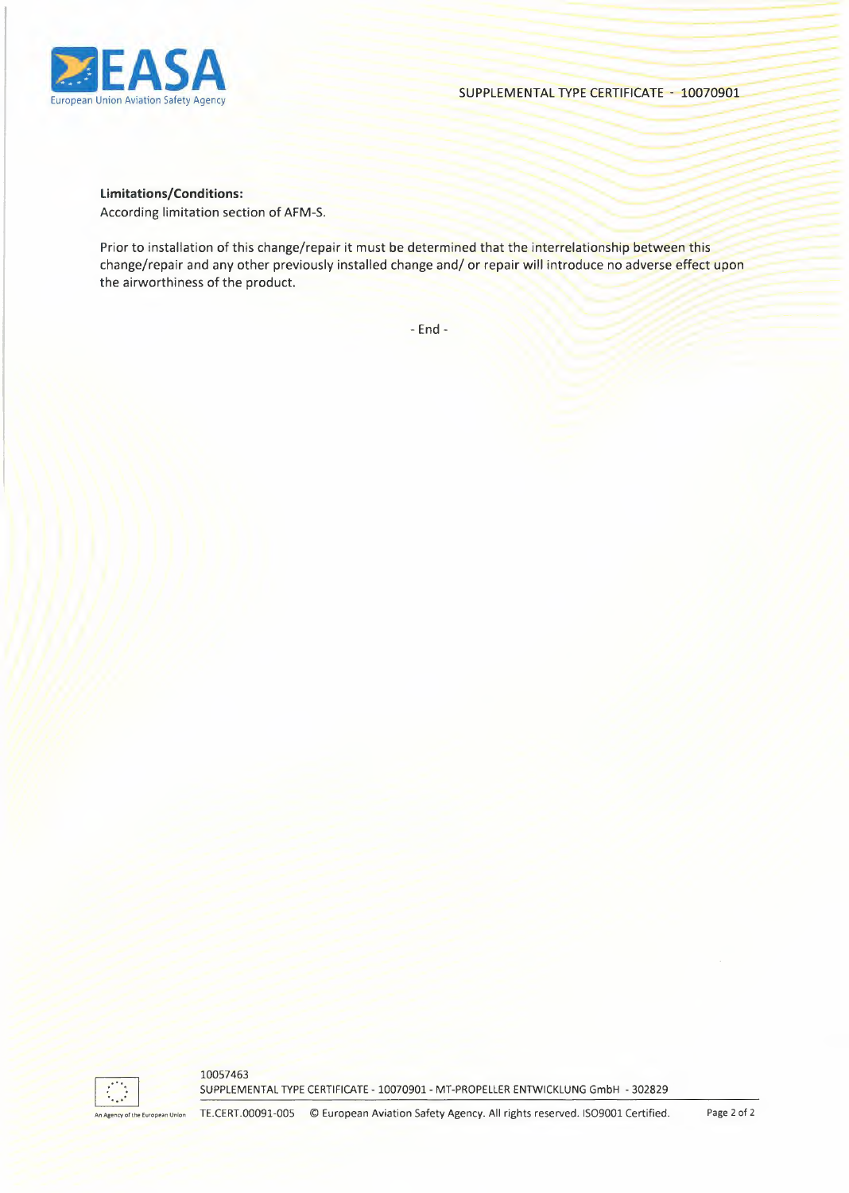**Limitations/Conditions:**
According limitation section of AFM-S.

Prior to installation of this change/repair it must be determined that the interrelationship between this change/repair and any other previously installed change and/ or repair will introduce no adverse effect upon the airworthiness of the product.

- End -